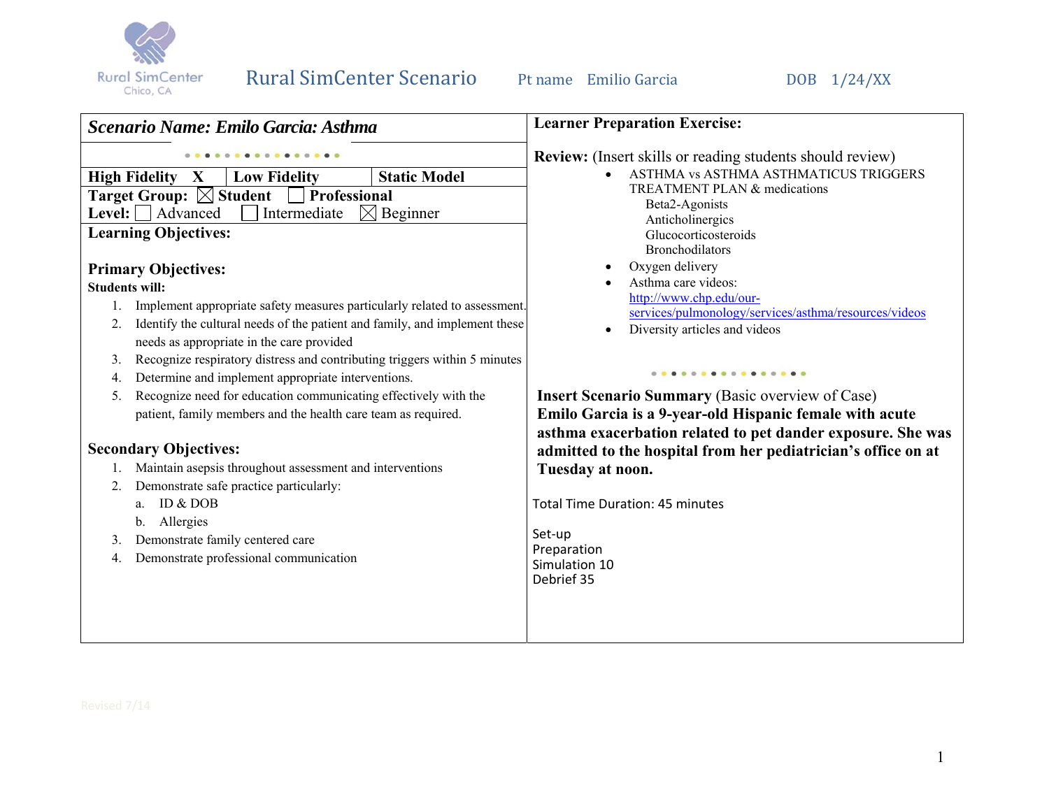Rural SimCenter
Chico, CA

# Rural SimCenter Scenario

Pt name Emilio Garcia DOB 1/24/XX

## *Scenario Name: Emilo Garcia: Asthma*

| High Fidelity X | Low Fidelity | Static Model |
|---|---|---|

**Target Group:** ☒ **Student** ☐ **Professional**
**Level:** ☐ Advanced ☐ Intermediate ☒ Beginner

### Learning Objectives:

### Primary Objectives:

**Students will:**

1. Implement appropriate safety measures particularly related to assessment.
2. Identify the cultural needs of the patient and family, and implement these needs as appropriate in the care provided
3. Recognize respiratory distress and contributing triggers within 5 minutes
4. Determine and implement appropriate interventions.
5. Recognize need for education communicating effectively with the patient, family members and the health care team as required.

### Secondary Objectives:

1. Maintain asepsis throughout assessment and interventions
2. Demonstrate safe practice particularly:
   a. ID & DOB
   b. Allergies
3. Demonstrate family centered care
4. Demonstrate professional communication

### Learner Preparation Exercise:

**Review:** (Insert skills or reading students should review)

- ASTHMA vs ASTHMA ASTHMATICUS TRIGGERS TREATMENT PLAN & medications
  - Beta2-Agonists
  - Anticholinergics
  - Glucocorticosteroids
  - Bronchodilators
- Oxygen delivery
- Asthma care videos: http://www.chp.edu/our-services/pulmonology/services/asthma/resources/videos
- Diversity articles and videos

**Insert Scenario Summary** (Basic overview of Case)
**Emilo Garcia is a 9-year-old Hispanic female with acute asthma exacerbation related to pet dander exposure. She was admitted to the hospital from her pediatrician's office on at Tuesday at noon.**

Total Time Duration: 45 minutes

Set-up
Preparation
Simulation 10
Debrief 35

Revised 7/14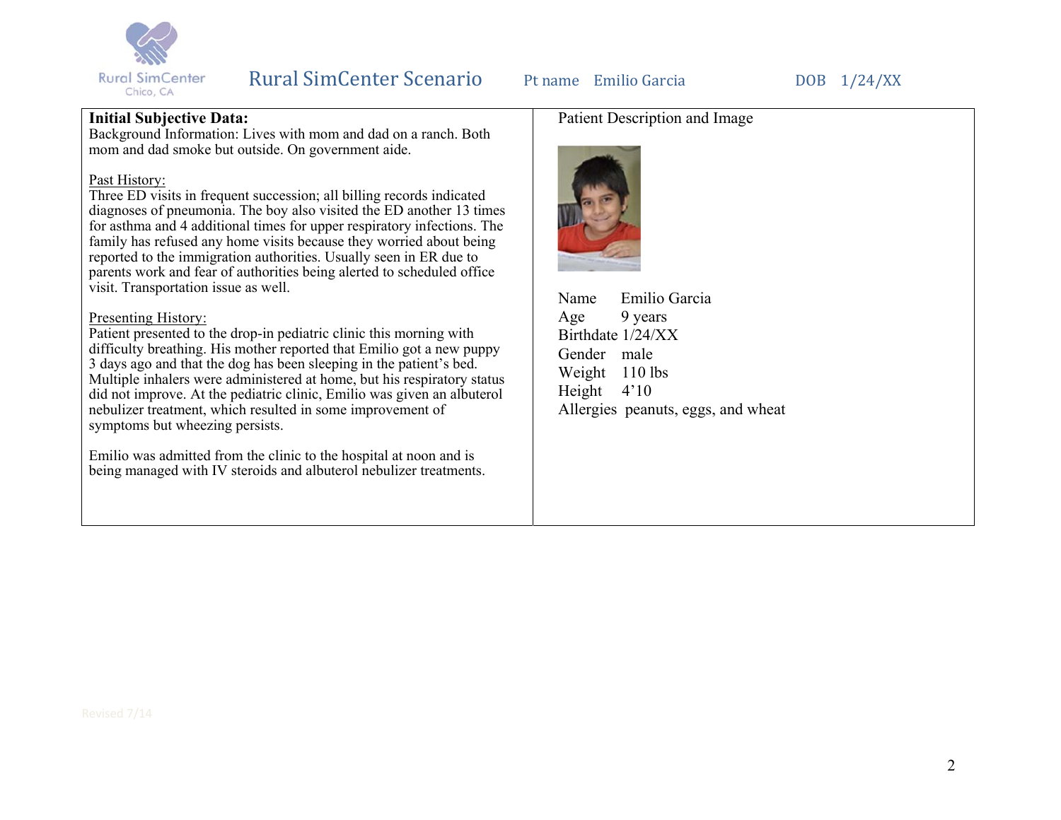Rural SimCenter Scenario | Pt name Emilio Garcia | DOB 1/24/XX

**Initial Subjective Data:**
Background Information: Lives with mom and dad on a ranch. Both mom and dad smoke but outside. On government aide.

Past History:
Three ED visits in frequent succession; all billing records indicated diagnoses of pneumonia. The boy also visited the ED another 13 times for asthma and 4 additional times for upper respiratory infections. The family has refused any home visits because they worried about being reported to the immigration authorities. Usually seen in ER due to parents work and fear of authorities being alerted to scheduled office visit. Transportation issue as well.

Presenting History:
Patient presented to the drop-in pediatric clinic this morning with difficulty breathing. His mother reported that Emilio got a new puppy 3 days ago and that the dog has been sleeping in the patient's bed. Multiple inhalers were administered at home, but his respiratory status did not improve. At the pediatric clinic, Emilio was given an albuterol nebulizer treatment, which resulted in some improvement of symptoms but wheezing persists.

Emilio was admitted from the clinic to the hospital at noon and is being managed with IV steroids and albuterol nebulizer treatments.

Patient Description and Image

| | |
|---|---|
| Name | Emilio Garcia |
| Age | 9 years |
| Birthdate | 1/24/XX |
| Gender | male |
| Weight | 110 lbs |
| Height | 4'10 |
| Allergies | peanuts, eggs, and wheat |

Revised 7/14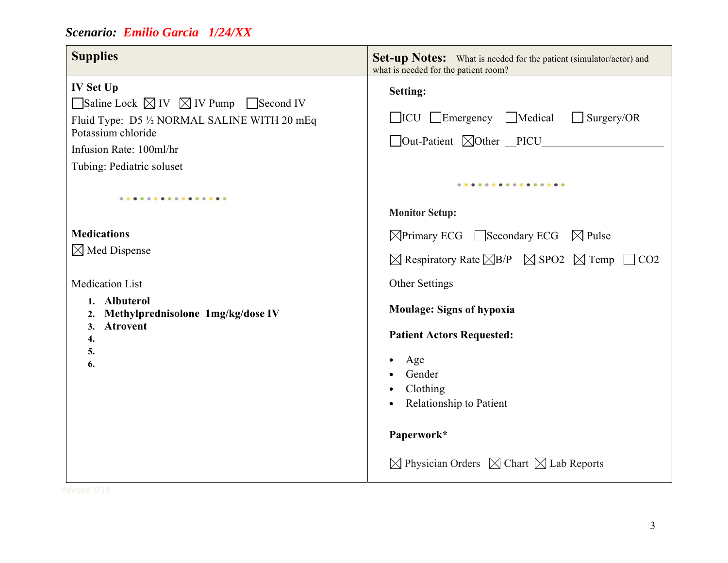***Scenario: Emilio Garcia 1/24/XX***

| **Supplies** | **Set-up Notes:** What is needed for the patient (simulator/actor) and what is needed for the patient room? |
| --- | --- |
| **IV Set Up**<br>☐ Saline Lock ☒ IV ☒ IV Pump ☐ Second IV<br>Fluid Type: D5 ½ NORMAL SALINE WITH 20 mEq Potassium chloride<br>Infusion Rate: 100ml/hr<br>Tubing: Pediatric soluset<br><br>**Medications**<br>☒ Med Dispense<br><br>Medication List<br>1. **Albuterol**<br>2. **Methylprednisolone 1mg/kg/dose IV**<br>3. **Atrovent**<br>4.<br>5.<br>6. | **Setting:**<br>☐ ICU ☐ Emergency ☐ Medical ☐ Surgery/OR<br>☐ Out-Patient ☒ Other __PICU______________________<br><br>**Monitor Setup:**<br>☒ Primary ECG ☐ Secondary ECG ☒ Pulse<br>☒ Respiratory Rate ☒ B/P ☒ SPO2 ☒ Temp ☐ CO2<br>Other Settings<br>**Moulage: Signs of hypoxia**<br>**Patient Actors Requested:**<br>• Age<br>• Gender<br>• Clothing<br>• Relationship to Patient<br><br>**Paperwork***<br>☒ Physician Orders ☒ Chart ☒ Lab Reports |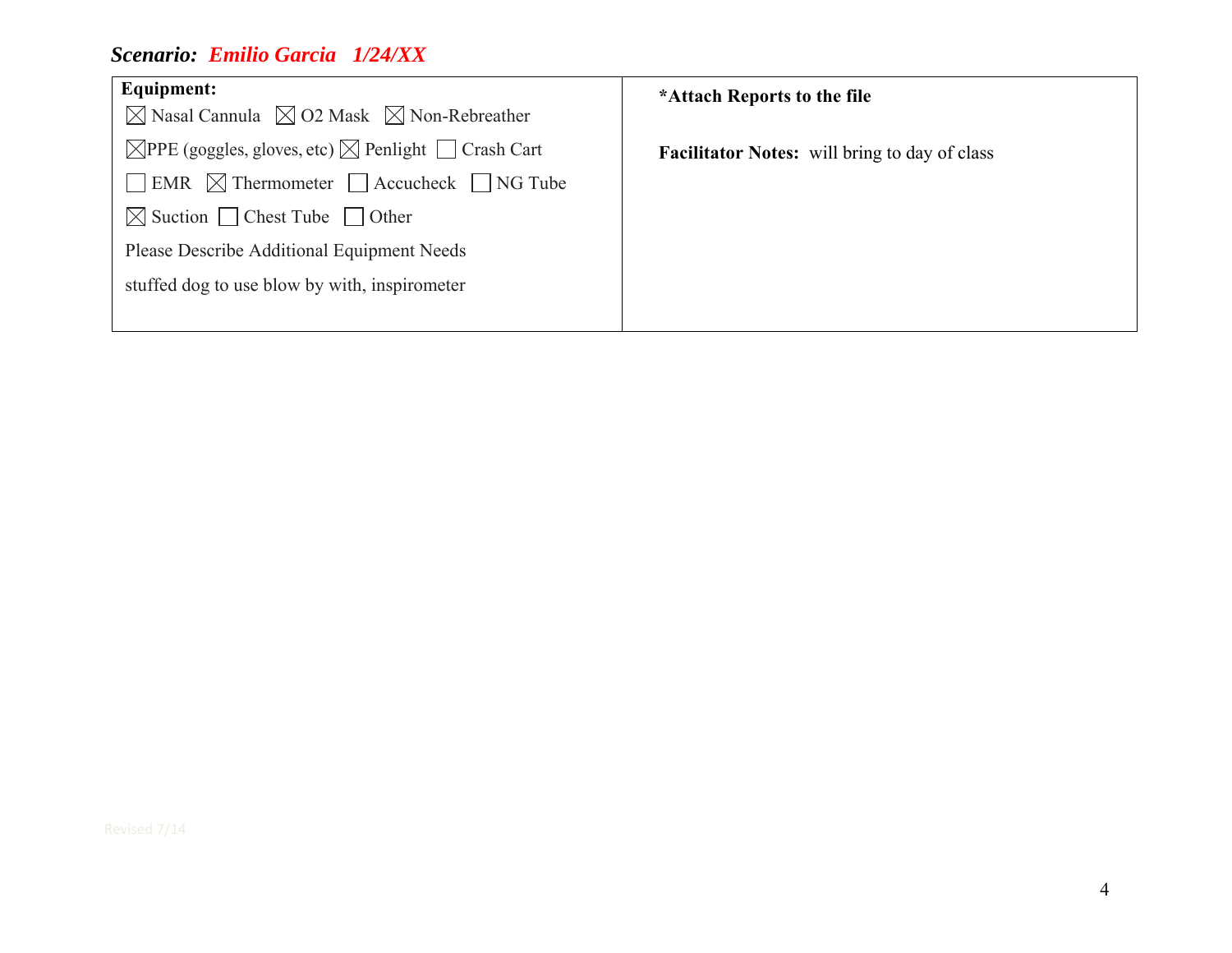***Scenario: Emilio Garcia 1/24/XX***

| **Equipment:** | ***Attach Reports to the file** |
|---|---|
| ☒ Nasal Cannula ☒ O2 Mask ☒ Non-Rebreather<br>☒ PPE (goggles, gloves, etc) ☒ Penlight ☐ Crash Cart<br>☐ EMR ☒ Thermometer ☐ Accucheck ☐ NG Tube<br>☒ Suction ☐ Chest Tube ☐ Other<br>Please Describe Additional Equipment Needs<br>stuffed dog to use blow by with, inspirometer | **Facilitator Notes:** will bring to day of class |

Revised 7/14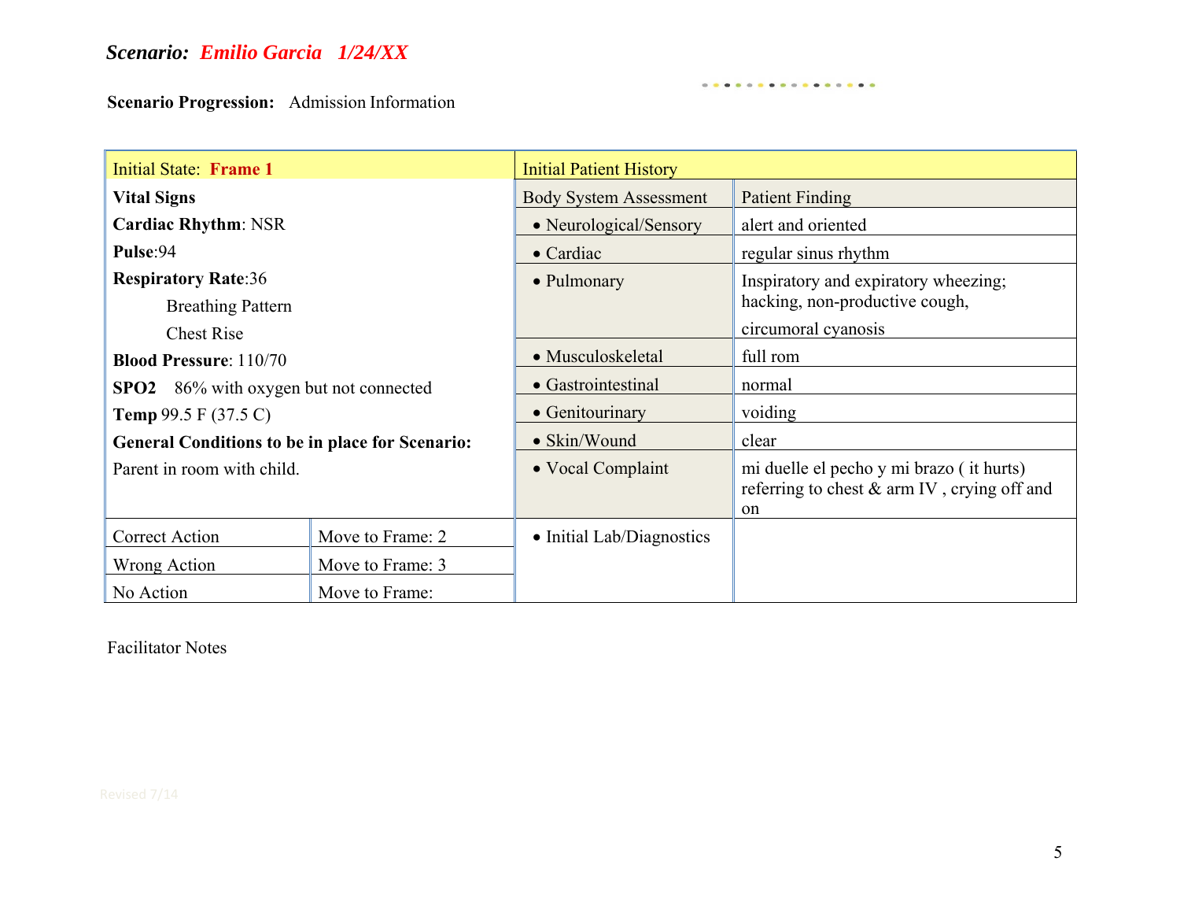**Scenario:** ***Emilio Garcia 1/24/XX***

**Scenario Progression:** Admission Information

| Initial State: **Frame 1** | | Initial Patient History | |
|---|---|---|---|
| **Vital Signs** | | Body System Assessment | Patient Finding |
| **Cardiac Rhythm**: NSR | | • Neurological/Sensory | alert and oriented |
| **Pulse**:94 | | • Cardiac | regular sinus rhythm |
| **Respiratory Rate**:36<br>Breathing Pattern<br>Chest Rise | | • Pulmonary | Inspiratory and expiratory wheezing; hacking, non-productive cough, circumoral cyanosis |
| **Blood Pressure**: 110/70 | | • Musculoskeletal | full rom |
| **SPO2** 86% with oxygen but not connected | | • Gastrointestinal | normal |
| **Temp** 99.5 F (37.5 C) | | • Genitourinary | voiding |
| **General Conditions to be in place for Scenario:** | | • Skin/Wound | clear |
| Parent in room with child. | | • Vocal Complaint | mi duelle el pecho y mi brazo ( it hurts) referring to chest & arm IV , crying off and on |
| Correct Action | Move to Frame: 2 | • Initial Lab/Diagnostics | |
| Wrong Action | Move to Frame: 3 | | |
| No Action | Move to Frame: | | |

Facilitator Notes

Revised 7/14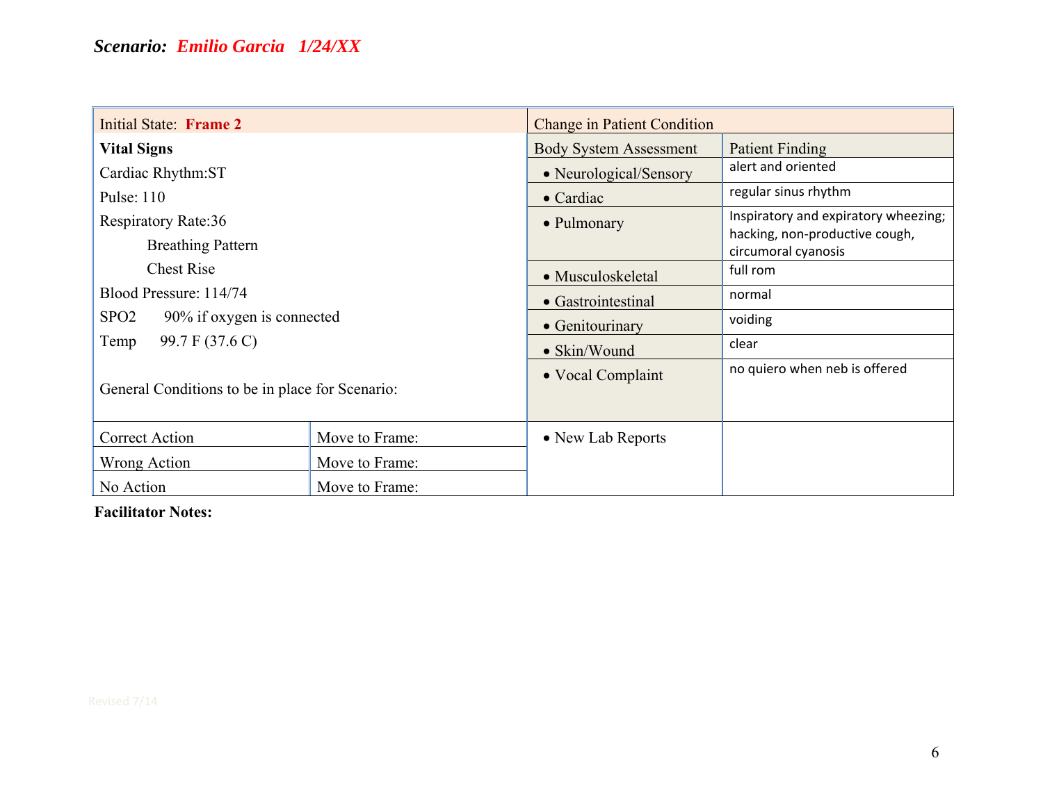***Scenario: Emilio Garcia 1/24/XX***

| Initial State: **Frame 2** | | Change in Patient Condition | |
|---|---|---|---|
| **Vital Signs** | | Body System Assessment | Patient Finding |
| Cardiac Rhythm:ST | | • Neurological/Sensory | alert and oriented |
| Pulse: 110 | | • Cardiac | regular sinus rhythm |
| Respiratory Rate:36<br>Breathing Pattern<br>Chest Rise | | • Pulmonary | Inspiratory and expiratory wheezing; hacking, non-productive cough, circumoral cyanosis |
| Blood Pressure: 114/74 | | • Musculoskeletal | full rom |
| SPO2 90% if oxygen is connected | | • Gastrointestinal | normal |
| Temp 99.7 F (37.6 C) | | • Genitourinary | voiding |
| | | • Skin/Wound | clear |
| General Conditions to be in place for Scenario: | | • Vocal Complaint | no quiero when neb is offered |
| Correct Action | Move to Frame: | • New Lab Reports | |
| Wrong Action | Move to Frame: | | |
| No Action | Move to Frame: | | |

**Facilitator Notes:**

Revised 7/14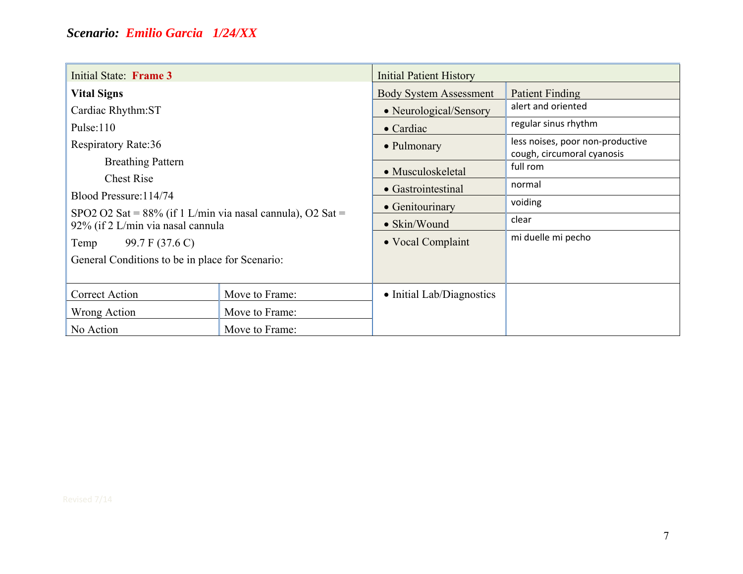***Scenario: Emilio Garcia 1/24/XX***

| Initial State: **Frame 3** | | Initial Patient History | |
|---|---|---|---|
| **Vital Signs** | | Body System Assessment | Patient Finding |
| Cardiac Rhythm:ST | | • Neurological/Sensory | alert and oriented |
| Pulse:110 | | • Cardiac | regular sinus rhythm |
| Respiratory Rate:36 | | • Pulmonary | less noises, poor non-productive cough, circumoral cyanosis |
| Breathing Pattern | | • Musculoskeletal | full rom |
| Chest Rise | | • Gastrointestinal | normal |
| Blood Pressure:114/74 | | • Genitourinary | voiding |
| SPO2 O2 Sat = 88% (if 1 L/min via nasal cannula), O2 Sat = 92% (if 2 L/min via nasal cannula | | • Skin/Wound | clear |
| Temp 99.7 F (37.6 C) | | • Vocal Complaint | mi duelle mi pecho |
| General Conditions to be in place for Scenario: | | | |
| Correct Action | Move to Frame: | • Initial Lab/Diagnostics | |
| Wrong Action | Move to Frame: | | |
| No Action | Move to Frame: | | |

Revised 7/14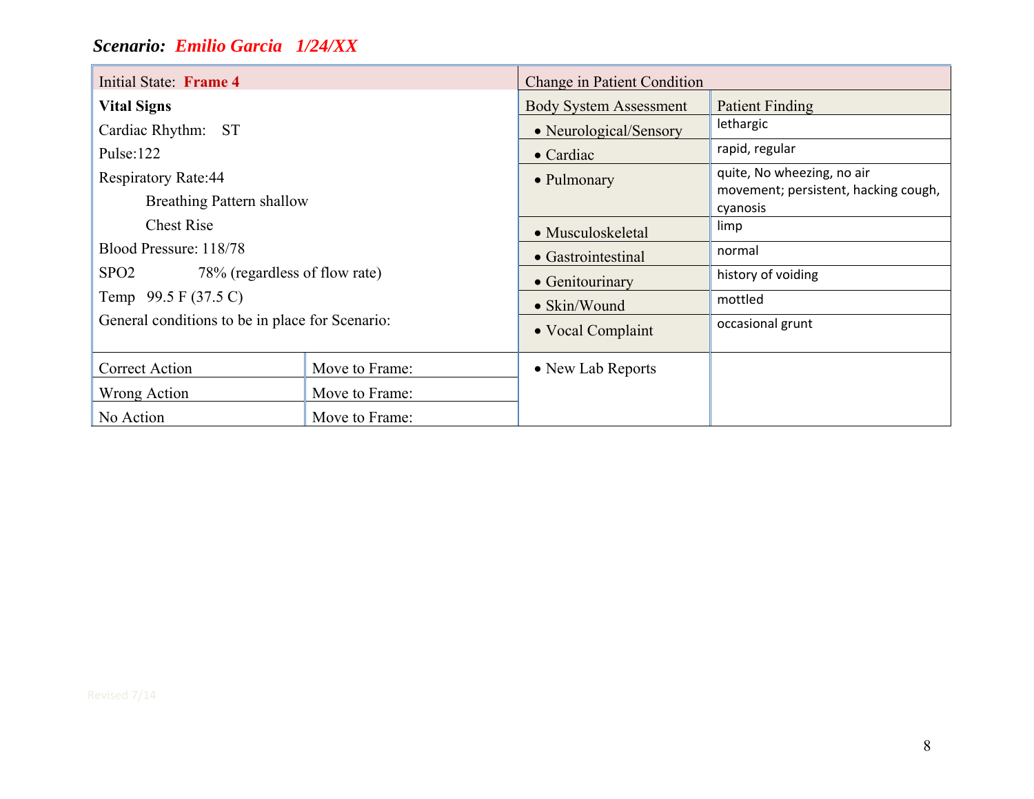### *Scenario: Emilio Garcia 1/24/XX*

| Initial State: **Frame 4** | | Change in Patient Condition | |
|---|---|---|---|
| **Vital Signs** | | Body System Assessment | Patient Finding |
| Cardiac Rhythm: ST | | • Neurological/Sensory | lethargic |
| Pulse:122 | | • Cardiac | rapid, regular |
| Respiratory Rate:44<br>Breathing Pattern shallow<br>Chest Rise | | • Pulmonary | quite, No wheezing, no air movement; persistent, hacking cough, cyanosis |
| Blood Pressure: 118/78 | | • Musculoskeletal | limp |
| SPO2 78% (regardless of flow rate) | | • Gastrointestinal | normal |
| Temp 99.5 F (37.5 C) | | • Genitourinary | history of voiding |
| General conditions to be in place for Scenario: | | • Skin/Wound | mottled |
| | | • Vocal Complaint | occasional grunt |
| Correct Action | Move to Frame: | • New Lab Reports | |
| Wrong Action | Move to Frame: | | |
| No Action | Move to Frame: | | |

Revised 7/14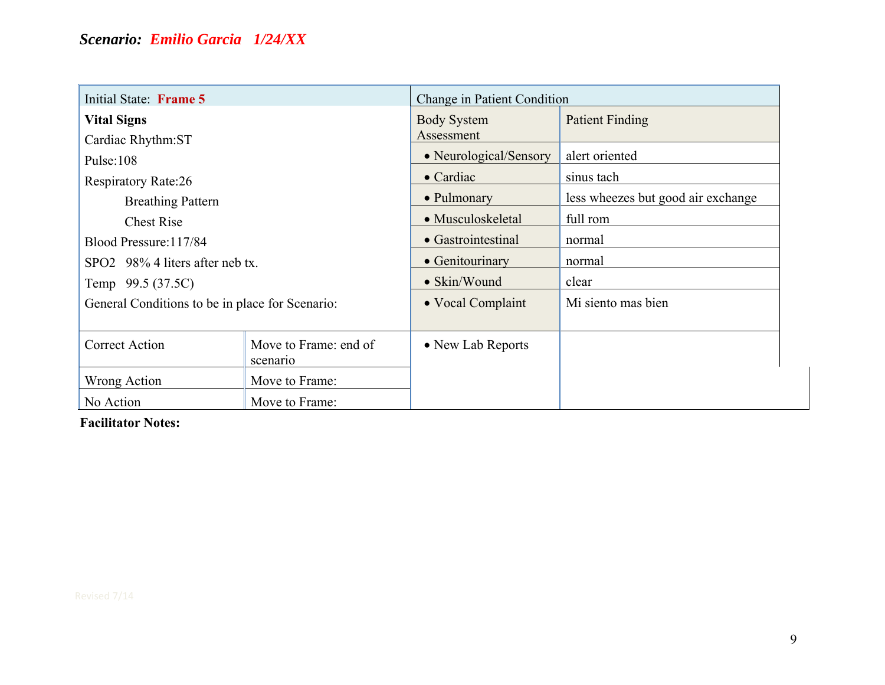***Scenario: Emilio Garcia 1/24/XX***

| Initial State: **Frame 5** | | Change in Patient Condition | |
|---|---|---|---|
| **Vital Signs**<br>Cardiac Rhythm:ST<br>Pulse:108<br>Respiratory Rate:26<br>Breathing Pattern<br>Chest Rise<br>Blood Pressure:117/84<br>SPO2 98% 4 liters after neb tx.<br>Temp 99.5 (37.5C)<br>General Conditions to be in place for Scenario: | | Body System Assessment | Patient Finding |
| | | • Neurological/Sensory | alert oriented |
| | | • Cardiac | sinus tach |
| | | • Pulmonary | less wheezes but good air exchange |
| | | • Musculoskeletal | full rom |
| | | • Gastrointestinal | normal |
| | | • Genitourinary | normal |
| | | • Skin/Wound | clear |
| | | • Vocal Complaint | Mi siento mas bien |
| Correct Action | Move to Frame: end of scenario | • New Lab Reports | |
| Wrong Action | Move to Frame: | | |
| No Action | Move to Frame: | | |

**Facilitator Notes:**

Revised 7/14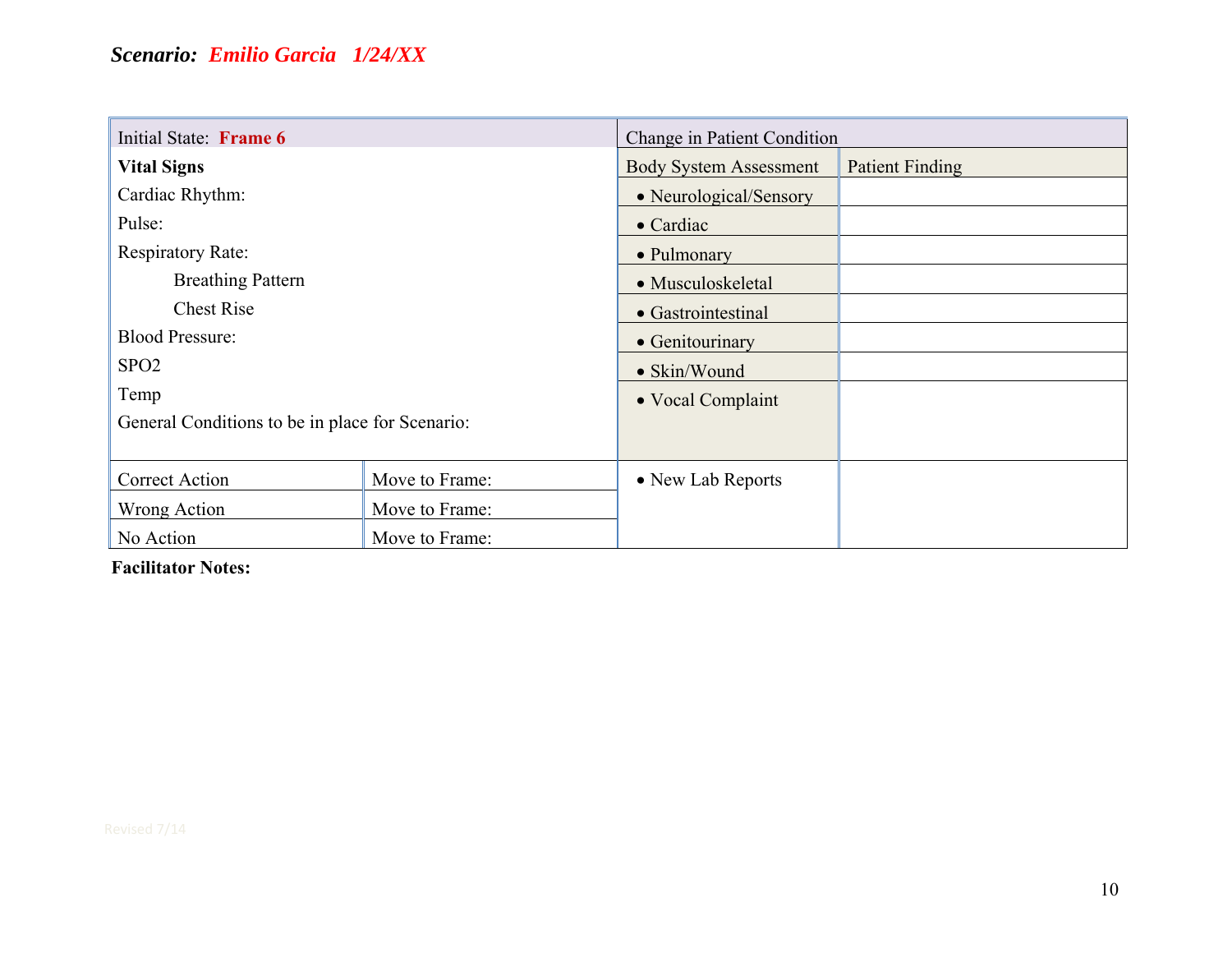***Scenario: Emilio Garcia 1/24/XX***

| Initial State: **Frame 6** | | Change in Patient Condition | |
|---|---|---|---|
| **Vital Signs** | | Body System Assessment | Patient Finding |
| Cardiac Rhythm: | | • Neurological/Sensory | |
| Pulse: | | • Cardiac | |
| Respiratory Rate: | | • Pulmonary | |
| Breathing Pattern | | • Musculoskeletal | |
| Chest Rise | | • Gastrointestinal | |
| Blood Pressure: | | • Genitourinary | |
| SPO2 | | • Skin/Wound | |
| Temp | | • Vocal Complaint | |
| General Conditions to be in place for Scenario: | | | |
| Correct Action | Move to Frame: | • New Lab Reports | |
| Wrong Action | Move to Frame: | | |
| No Action | Move to Frame: | | |

**Facilitator Notes:**

Revised 7/14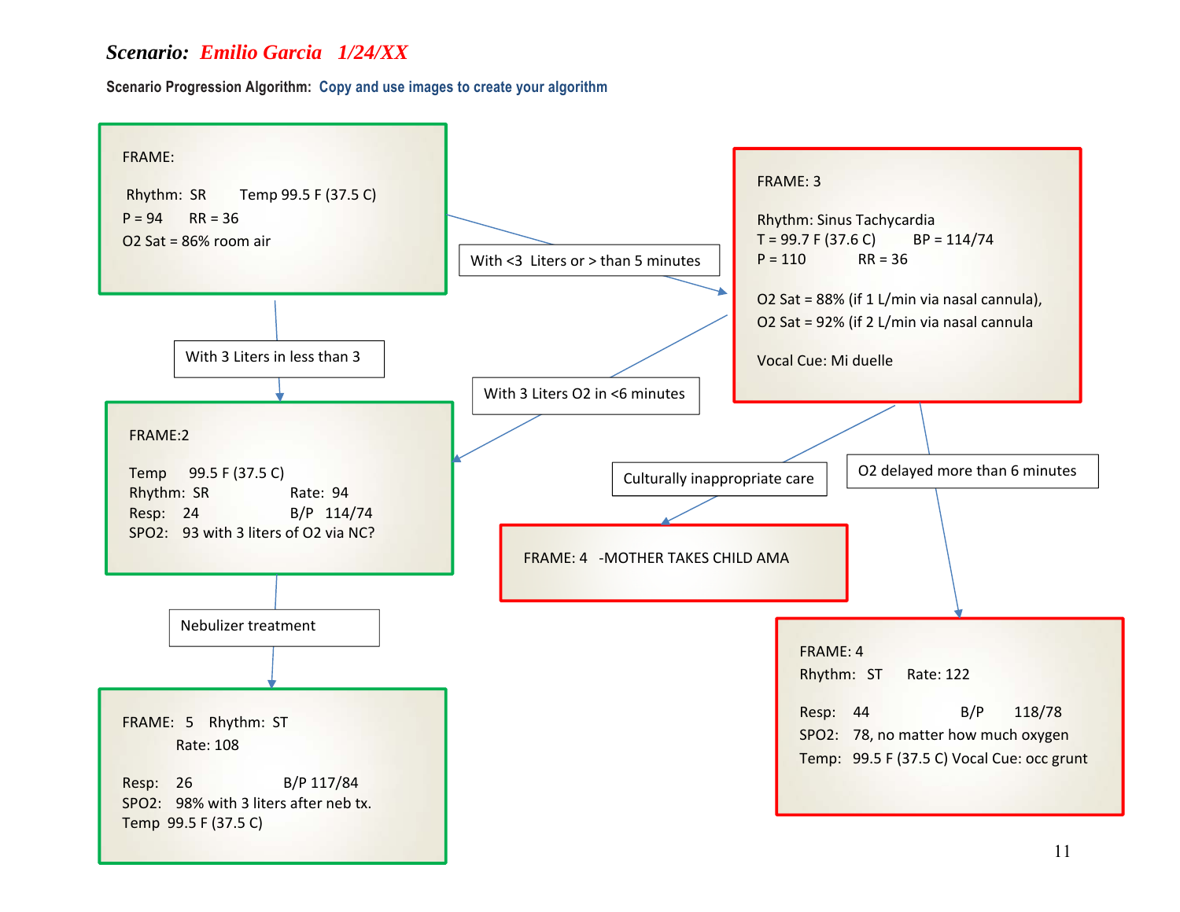***Scenario:* *Emilio Garcia 1/24/XX***

**Scenario Progression Algorithm: Copy and use images to create your algorithm**

FRAME:

Rhythm: SR Temp 99.5 F (37.5 C)
P = 94 RR = 36
O2 Sat = 86% room air

With <3 Liters or > than 5 minutes

FRAME: 3

Rhythm: Sinus Tachycardia
T = 99.7 F (37.6 C) BP = 114/74
P = 110 RR = 36

O2 Sat = 88% (if 1 L/min via nasal cannula),
O2 Sat = 92% (if 2 L/min via nasal cannula

Vocal Cue: Mi duelle

With 3 Liters in less than 3

With 3 Liters O2 in <6 minutes

FRAME:2

Temp 99.5 F (37.5 C)
Rhythm: SR Rate: 94
Resp: 24 B/P 114/74
SPO2: 93 with 3 liters of O2 via NC?

Culturally inappropriate care

O2 delayed more than 6 minutes

FRAME: 4 -MOTHER TAKES CHILD AMA

Nebulizer treatment

FRAME: 4
Rhythm: ST Rate: 122

Resp: 44 B/P 118/78
SPO2: 78, no matter how much oxygen
Temp: 99.5 F (37.5 C) Vocal Cue: occ grunt

FRAME: 5 Rhythm: ST
Rate: 108

Resp: 26 B/P 117/84
SPO2: 98% with 3 liters after neb tx.
Temp 99.5 F (37.5 C)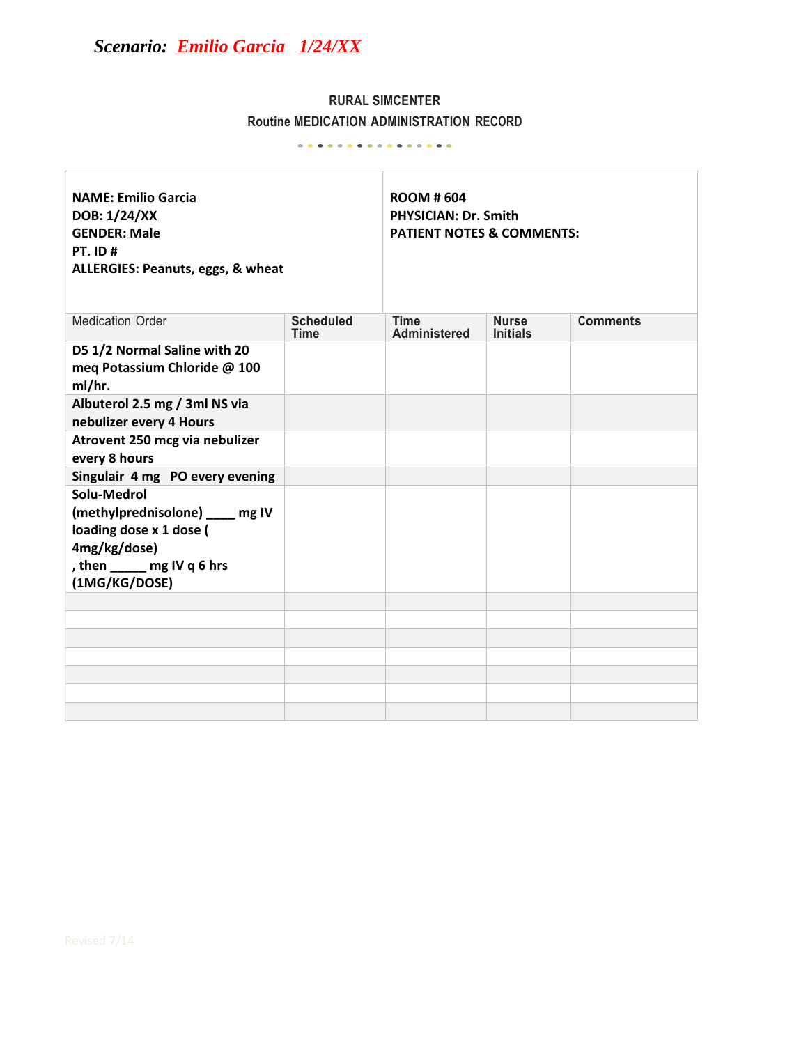*Scenario: Emilio Garcia 1/24/XX*

## RURAL SIMCENTER

## Routine MEDICATION ADMINISTRATION RECORD

**NAME: Emilio Garcia**
**DOB: 1/24/XX**
**GENDER: Male**
**PT. ID #**
**ALLERGIES: Peanuts, eggs, & wheat**

**ROOM # 604**
**PHYSICIAN: Dr. Smith**
**PATIENT NOTES & COMMENTS:**

| Medication Order | Scheduled Time | Time Administered | Nurse Initials | Comments |
|---|---|---|---|---|
| **D5 1/2 Normal Saline with 20 meq Potassium Chloride @ 100 ml/hr.** | | | | |
| **Albuterol 2.5 mg / 3ml NS via nebulizer every 4 Hours** | | | | |
| **Atrovent 250 mcg via nebulizer every 8 hours** | | | | |
| **Singulair 4 mg PO every evening** | | | | |
| **Solu-Medrol (methylprednisolone) ____ mg IV loading dose x 1 dose ( 4mg/kg/dose) , then _____ mg IV q 6 hrs (1MG/KG/DOSE)** | | | | |
| | | | | |
| | | | | |
| | | | | |
| | | | | |
| | | | | |
| | | | | |
| | | | | |

Revised 7/14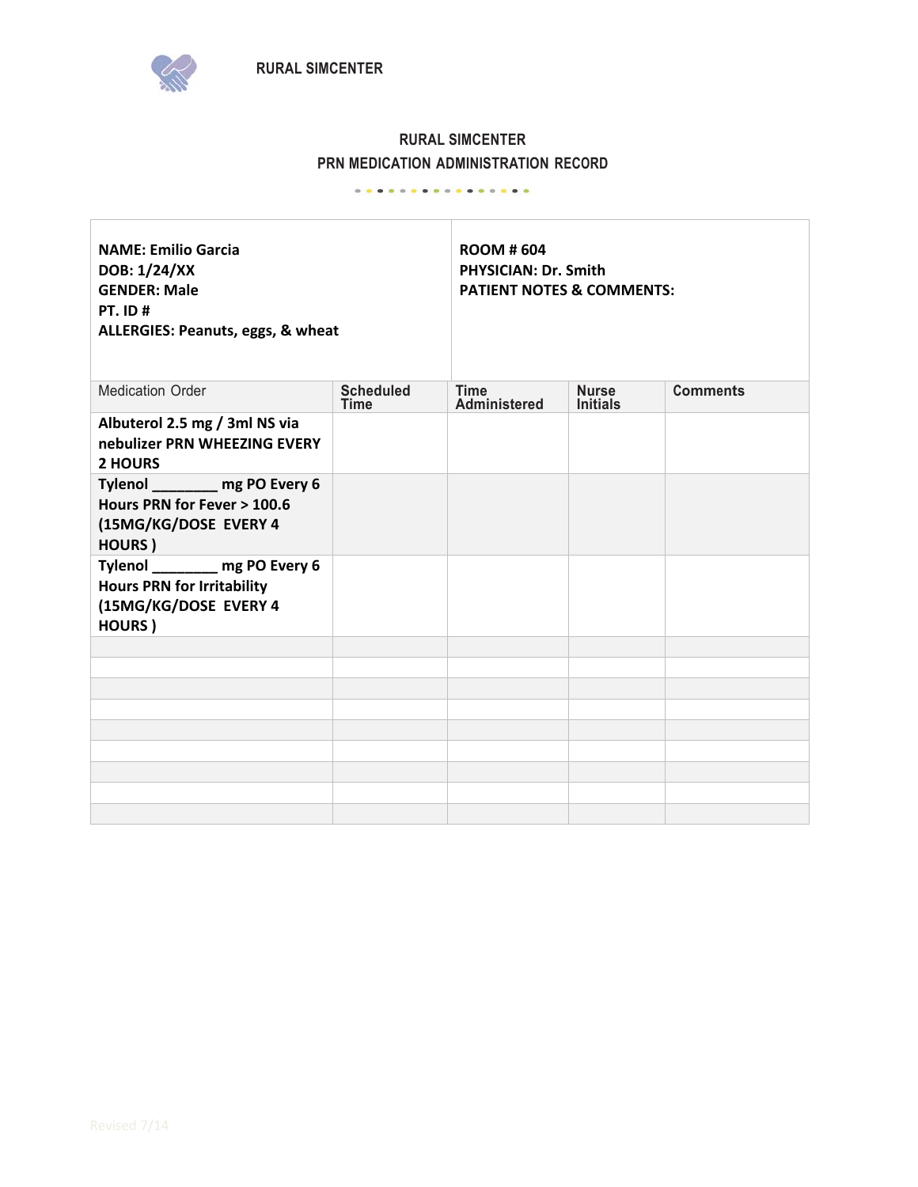RURAL SIMCENTER

# RURAL SIMCENTER
## PRN MEDICATION ADMINISTRATION RECORD

| **NAME: Emilio Garcia**<br>**DOB: 1/24/XX**<br>**GENDER: Male**<br>**PT. ID #**<br>**ALLERGIES: Peanuts, eggs, & wheat** | **ROOM # 604**<br>**PHYSICIAN: Dr. Smith**<br>**PATIENT NOTES & COMMENTS:** |
|---|---|

| Medication Order | Scheduled Time | Time Administered | Nurse Initials | Comments |
|---|---|---|---|---|
| **Albuterol 2.5 mg / 3ml NS via nebulizer PRN WHEEZING EVERY 2 HOURS** | | | | |
| **Tylenol ________ mg PO Every 6 Hours PRN for Fever > 100.6 (15MG/KG/DOSE EVERY 4 HOURS )** | | | | |
| **Tylenol ________ mg PO Every 6 Hours PRN for Irritability (15MG/KG/DOSE EVERY 4 HOURS )** | | | | |
| | | | | |
| | | | | |
| | | | | |
| | | | | |
| | | | | |
| | | | | |
| | | | | |
| | | | | |
| | | | | |

Revised 7/14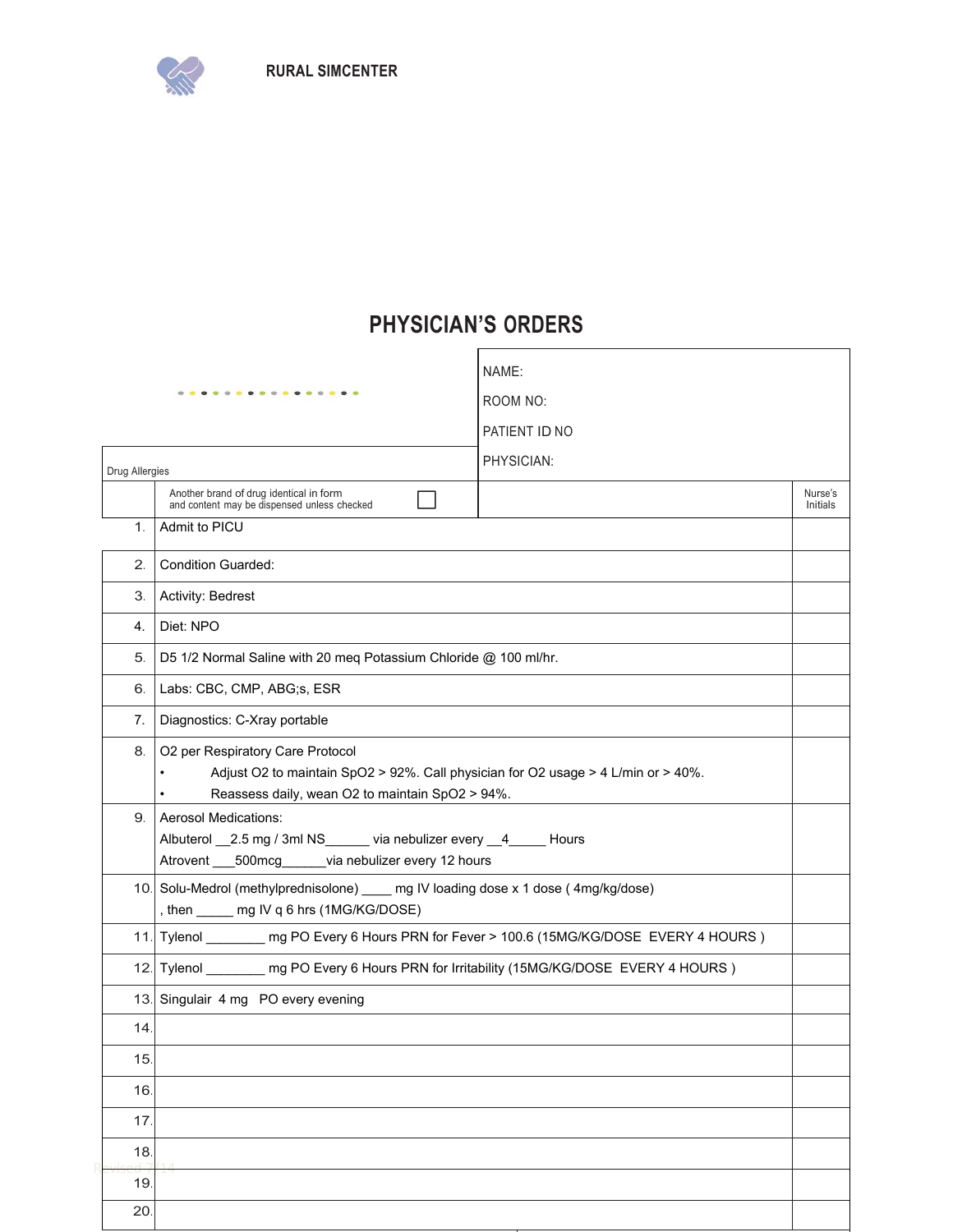RURAL SIMCENTER

# PHYSICIAN'S ORDERS

| | | |
|---|---|---|
| | | NAME: |
| | | ROOM NO: |
| | | PATIENT ID NO |
| Drug Allergies | | PHYSICIAN: |

| | Another brand of drug identical in form and content may be dispensed unless checked ☐ | Nurse's Initials |
|---|---|---|
| 1. | Admit to PICU | |
| 2. | Condition Guarded: | |
| 3. | Activity: Bedrest | |
| 4. | Diet: NPO | |
| 5. | D5 1/2 Normal Saline with 20 meq Potassium Chloride @ 100 ml/hr. | |
| 6. | Labs: CBC, CMP, ABG;s, ESR | |
| 7. | Diagnostics: C-Xray portable | |
| 8. | O2 per Respiratory Care Protocol<br>• Adjust O2 to maintain SpO2 > 92%. Call physician for O2 usage > 4 L/min or > 40%.<br>• Reassess daily, wean O2 to maintain SpO2 > 94%. | |
| 9. | Aerosol Medications:<br>Albuterol \_\_2.5 mg / 3ml NS\_\_\_\_\_\_ via nebulizer every \_\_4\_\_\_\_\_ Hours<br>Atrovent \_\_\_500mcg\_\_\_\_\_\_via nebulizer every 12 hours | |
| 10. | Solu-Medrol (methylprednisolone) \_\_\_\_ mg IV loading dose x 1 dose ( 4mg/kg/dose)<br>, then \_\_\_\_\_ mg IV q 6 hrs (1MG/KG/DOSE) | |
| 11. | Tylenol \_\_\_\_\_\_\_\_ mg PO Every 6 Hours PRN for Fever > 100.6 (15MG/KG/DOSE EVERY 4 HOURS ) | |
| 12. | Tylenol \_\_\_\_\_\_\_\_ mg PO Every 6 Hours PRN for Irritability (15MG/KG/DOSE EVERY 4 HOURS ) | |
| 13. | Singulair 4 mg PO every evening | |
| 14. | | |
| 15. | | |
| 16. | | |
| 17. | | |
| 18. | | |
| 19. | | |
| 20. | | |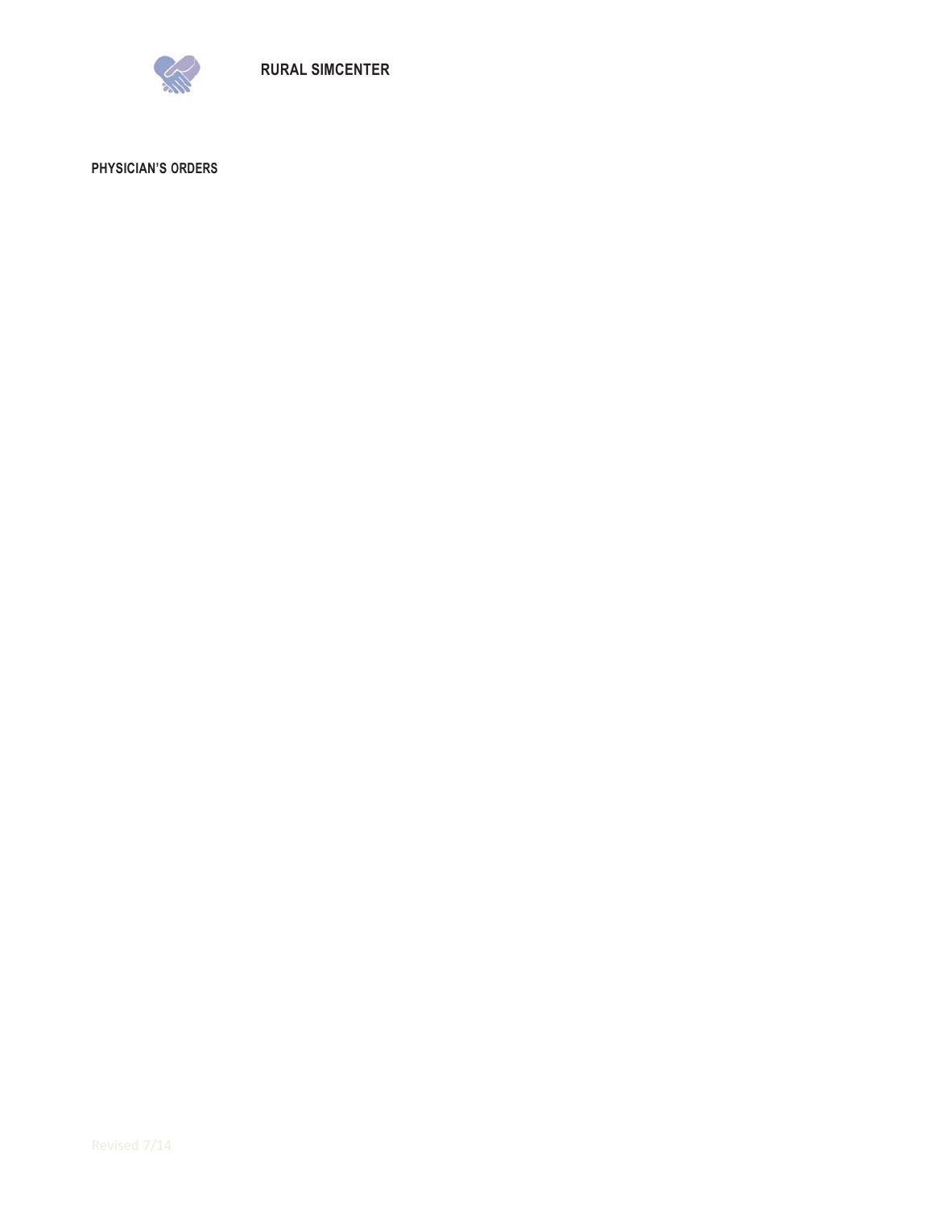**RURAL SIMCENTER**

**PHYSICIAN'S ORDERS**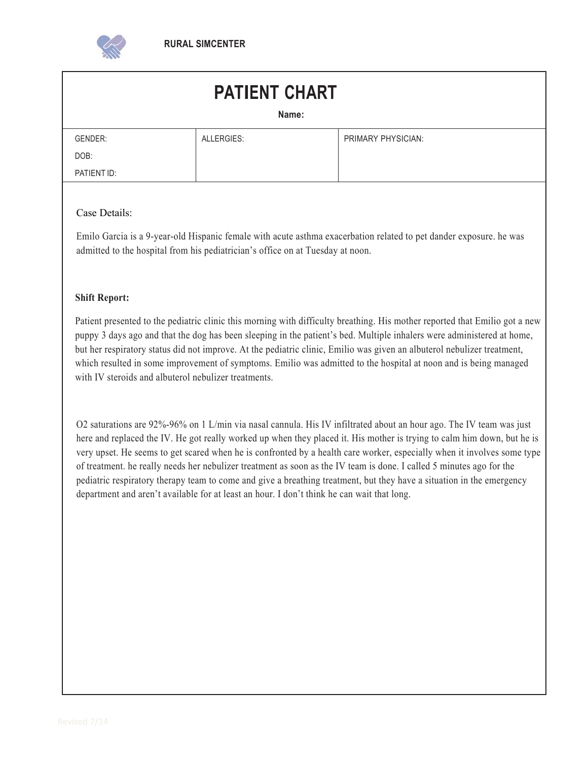RURAL SIMCENTER

# PATIENT CHART

**Name:**

| GENDER: | ALLERGIES: | PRIMARY PHYSICIAN: |
|---|---|---|
| DOB: | | |
| PATIENT ID: | | |

Case Details:

Emilo Garcia is a 9-year-old Hispanic female with acute asthma exacerbation related to pet dander exposure. he was admitted to the hospital from his pediatrician's office on at Tuesday at noon.

**Shift Report:**

Patient presented to the pediatric clinic this morning with difficulty breathing. His mother reported that Emilio got a new puppy 3 days ago and that the dog has been sleeping in the patient's bed. Multiple inhalers were administered at home, but her respiratory status did not improve. At the pediatric clinic, Emilio was given an albuterol nebulizer treatment, which resulted in some improvement of symptoms. Emilio was admitted to the hospital at noon and is being managed with IV steroids and albuterol nebulizer treatments.

O2 saturations are 92%-96% on 1 L/min via nasal cannula. His IV infiltrated about an hour ago. The IV team was just here and replaced the IV. He got really worked up when they placed it. His mother is trying to calm him down, but he is very upset. He seems to get scared when he is confronted by a health care worker, especially when it involves some type of treatment. he really needs her nebulizer treatment as soon as the IV team is done. I called 5 minutes ago for the pediatric respiratory therapy team to come and give a breathing treatment, but they have a situation in the emergency department and aren't available for at least an hour. I don't think he can wait that long.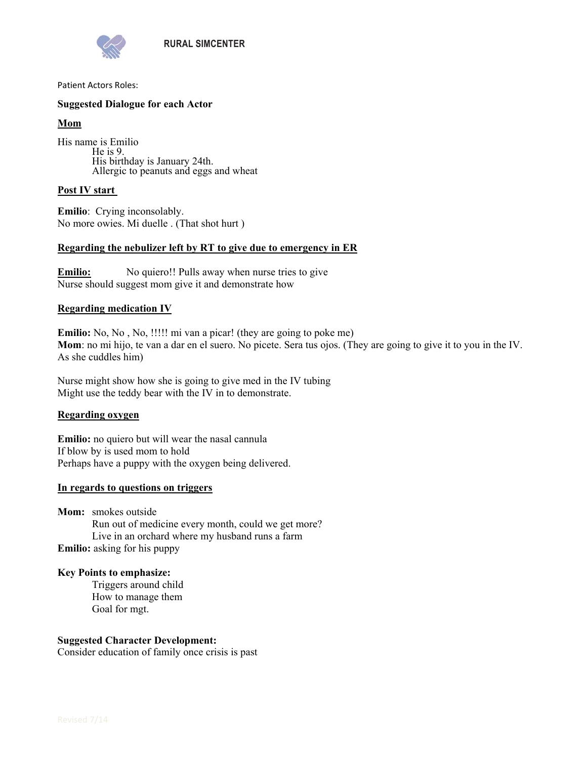Patient Actors Roles:

**Suggested Dialogue for each Actor**

**Mom**

His name is Emilio
He is 9.
His birthday is January 24th.
Allergic to peanuts and eggs and wheat

**Post IV start**

**Emilio**: Crying inconsolably.
No more owies. Mi duelle . (That shot hurt )

**Regarding the nebulizer left by RT to give due to emergency in ER**

**Emilio:** No quiero!! Pulls away when nurse tries to give
Nurse should suggest mom give it and demonstrate how

**Regarding medication IV**

**Emilio:** No, No , No, !!!!! mi van a picar! (they are going to poke me)
**Mom**: no mi hijo, te van a dar en el suero. No picete. Sera tus ojos. (They are going to give it to you in the IV. As she cuddles him)

Nurse might show how she is going to give med in the IV tubing
Might use the teddy bear with the IV in to demonstrate.

**Regarding oxygen**

**Emilio:** no quiero but will wear the nasal cannula
If blow by is used mom to hold
Perhaps have a puppy with the oxygen being delivered.

**In regards to questions on triggers**

**Mom:** smokes outside
Run out of medicine every month, could we get more?
Live in an orchard where my husband runs a farm
**Emilio:** asking for his puppy

**Key Points to emphasize:**

Triggers around child
How to manage them
Goal for mgt.

**Suggested Character Development:**
Consider education of family once crisis is past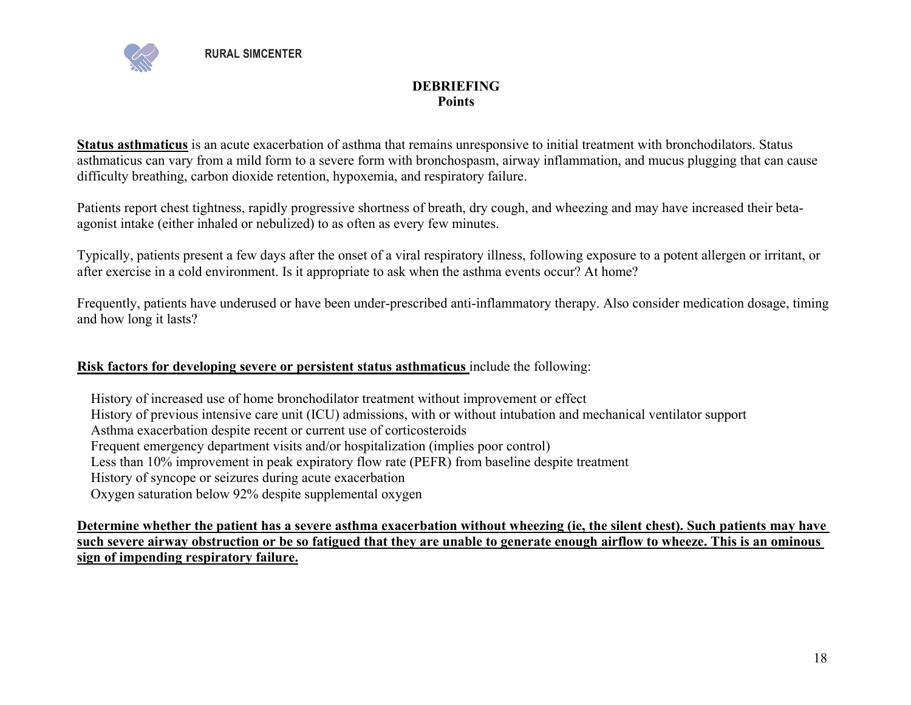# DEBRIEFING
## Points

**<u>Status asthmaticus</u>** is an acute exacerbation of asthma that remains unresponsive to initial treatment with bronchodilators. Status asthmaticus can vary from a mild form to a severe form with bronchospasm, airway inflammation, and mucus plugging that can cause difficulty breathing, carbon dioxide retention, hypoxemia, and respiratory failure.

Patients report chest tightness, rapidly progressive shortness of breath, dry cough, and wheezing and may have increased their beta-agonist intake (either inhaled or nebulized) to as often as every few minutes.

Typically, patients present a few days after the onset of a viral respiratory illness, following exposure to a potent allergen or irritant, or after exercise in a cold environment. Is it appropriate to ask when the asthma events occur? At home?

Frequently, patients have underused or have been under-prescribed anti-inflammatory therapy. Also consider medication dosage, timing and how long it lasts?

**<u>Risk factors for developing severe or persistent status asthmaticus</u>** include the following:

- History of increased use of home bronchodilator treatment without improvement or effect
- History of previous intensive care unit (ICU) admissions, with or without intubation and mechanical ventilator support
- Asthma exacerbation despite recent or current use of corticosteroids
- Frequent emergency department visits and/or hospitalization (implies poor control)
- Less than 10% improvement in peak expiratory flow rate (PEFR) from baseline despite treatment
- History of syncope or seizures during acute exacerbation
- Oxygen saturation below 92% despite supplemental oxygen

**<u>Determine whether the patient has a severe asthma exacerbation without wheezing (ie, the silent chest). Such patients may have such severe airway obstruction or be so fatigued that they are unable to generate enough airflow to wheeze. This is an ominous sign of impending respiratory failure.</u>**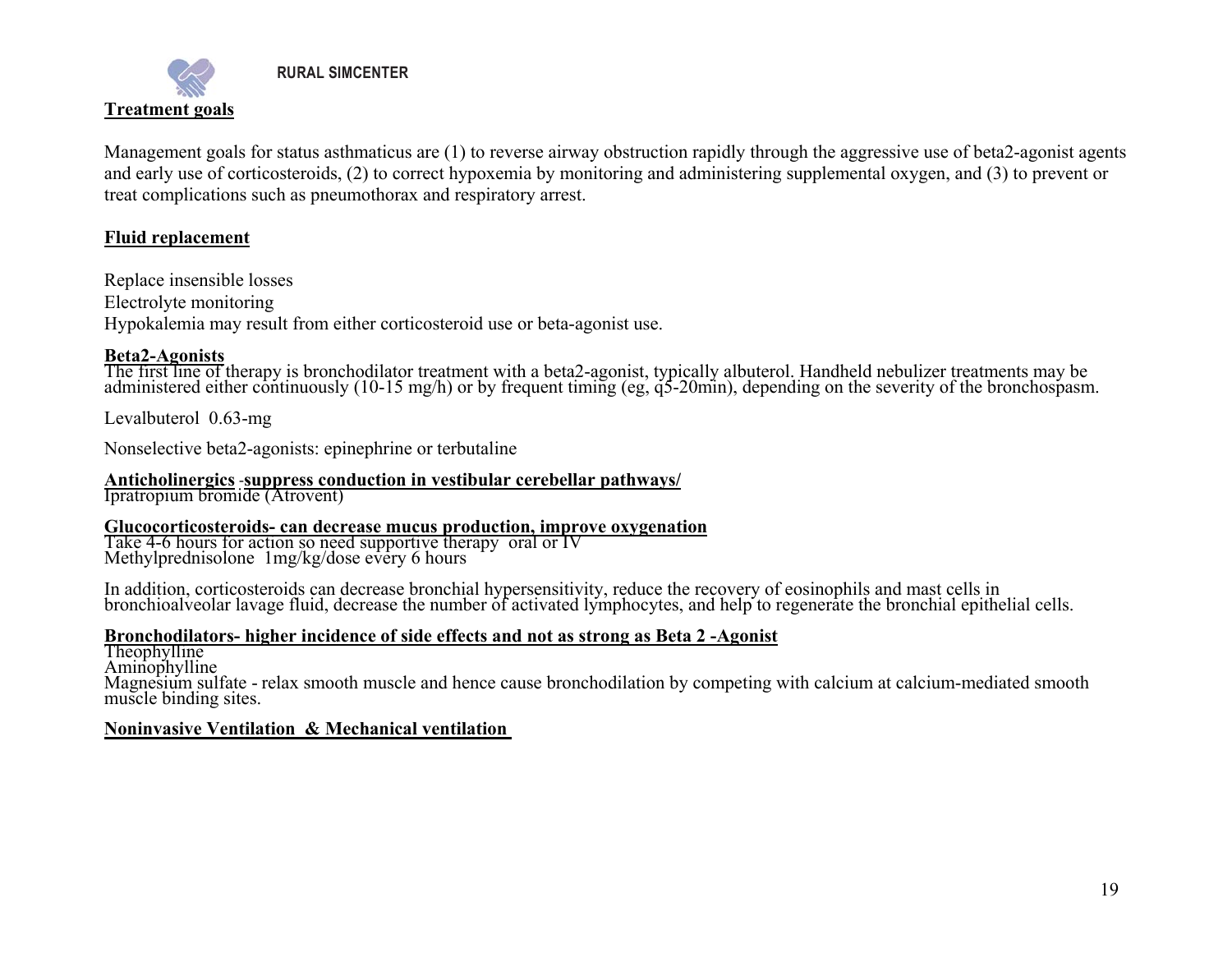**Treatment goals**

Management goals for status asthmaticus are (1) to reverse airway obstruction rapidly through the aggressive use of beta2-agonist agents and early use of corticosteroids, (2) to correct hypoxemia by monitoring and administering supplemental oxygen, and (3) to prevent or treat complications such as pneumothorax and respiratory arrest.

**Fluid replacement**

Replace insensible losses
Electrolyte monitoring
Hypokalemia may result from either corticosteroid use or beta-agonist use.

**Beta2-Agonists**
The first line of therapy is bronchodilator treatment with a beta2-agonist, typically albuterol. Handheld nebulizer treatments may be administered either continuously (10-15 mg/h) or by frequent timing (eg, q5-20min), depending on the severity of the bronchospasm.

Levalbuterol 0.63-mg

Nonselective beta2-agonists: epinephrine or terbutaline

**Anticholinergics -suppress conduction in vestibular cerebellar pathways/**
Ipratropium bromide (Atrovent)

**Glucocorticosteroids- can decrease mucus production, improve oxygenation**
Take 4-6 hours for action so need supportive therapy oral or IV
Methylprednisolone 1mg/kg/dose every 6 hours

In addition, corticosteroids can decrease bronchial hypersensitivity, reduce the recovery of eosinophils and mast cells in bronchioalveolar lavage fluid, decrease the number of activated lymphocytes, and help to regenerate the bronchial epithelial cells.

**Bronchodilators- higher incidence of side effects and not as strong as Beta 2 -Agonist**
Theophylline
Aminophylline
Magnesium sulfate - relax smooth muscle and hence cause bronchodilation by competing with calcium at calcium-mediated smooth muscle binding sites.

**Noninvasive Ventilation & Mechanical ventilation**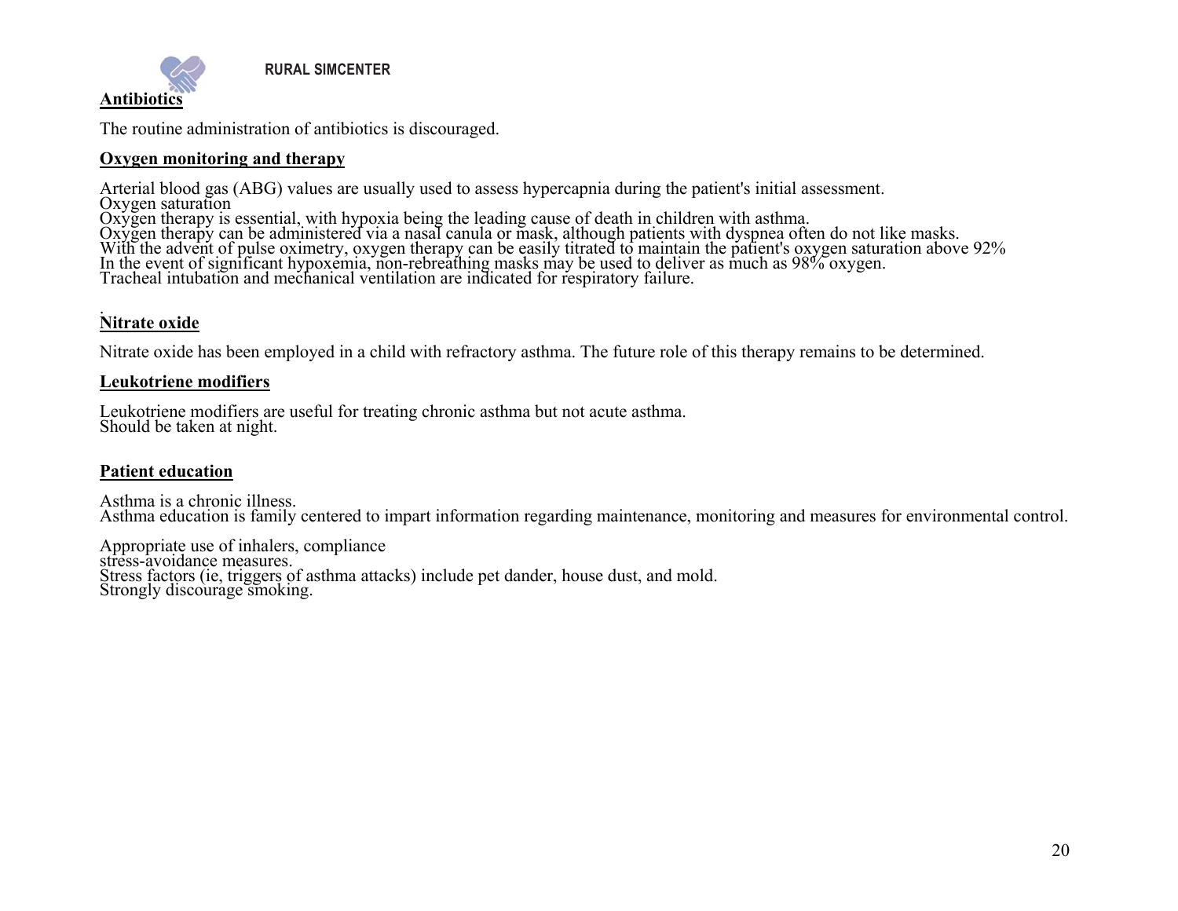## Antibiotics

The routine administration of antibiotics is discouraged.

## Oxygen monitoring and therapy

Arterial blood gas (ABG) values are usually used to assess hypercapnia during the patient's initial assessment.
Oxygen saturation
Oxygen therapy is essential, with hypoxia being the leading cause of death in children with asthma.
Oxygen therapy can be administered via a nasal canula or mask, although patients with dyspnea often do not like masks.
With the advent of pulse oximetry, oxygen therapy can be easily titrated to maintain the patient's oxygen saturation above 92%
In the event of significant hypoxemia, non-rebreathing masks may be used to deliver as much as 98% oxygen.
Tracheal intubation and mechanical ventilation are indicated for respiratory failure.

.

## Nitrate oxide

Nitrate oxide has been employed in a child with refractory asthma. The future role of this therapy remains to be determined.

## Leukotriene modifiers

Leukotriene modifiers are useful for treating chronic asthma but not acute asthma.
Should be taken at night.

## Patient education

Asthma is a chronic illness.
Asthma education is family centered to impart information regarding maintenance, monitoring and measures for environmental control.

Appropriate use of inhalers, compliance
stress-avoidance measures.
Stress factors (ie, triggers of asthma attacks) include pet dander, house dust, and mold.
Strongly discourage smoking.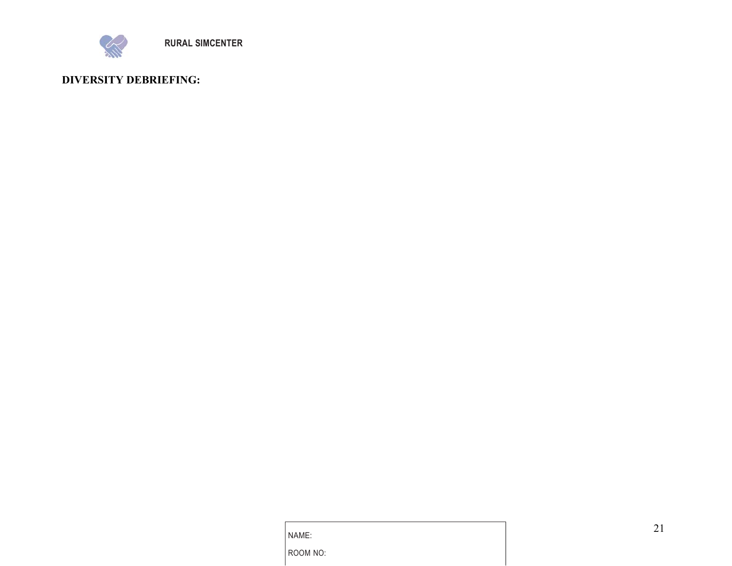## DIVERSITY DEBRIEFING:

NAME:

ROOM NO: